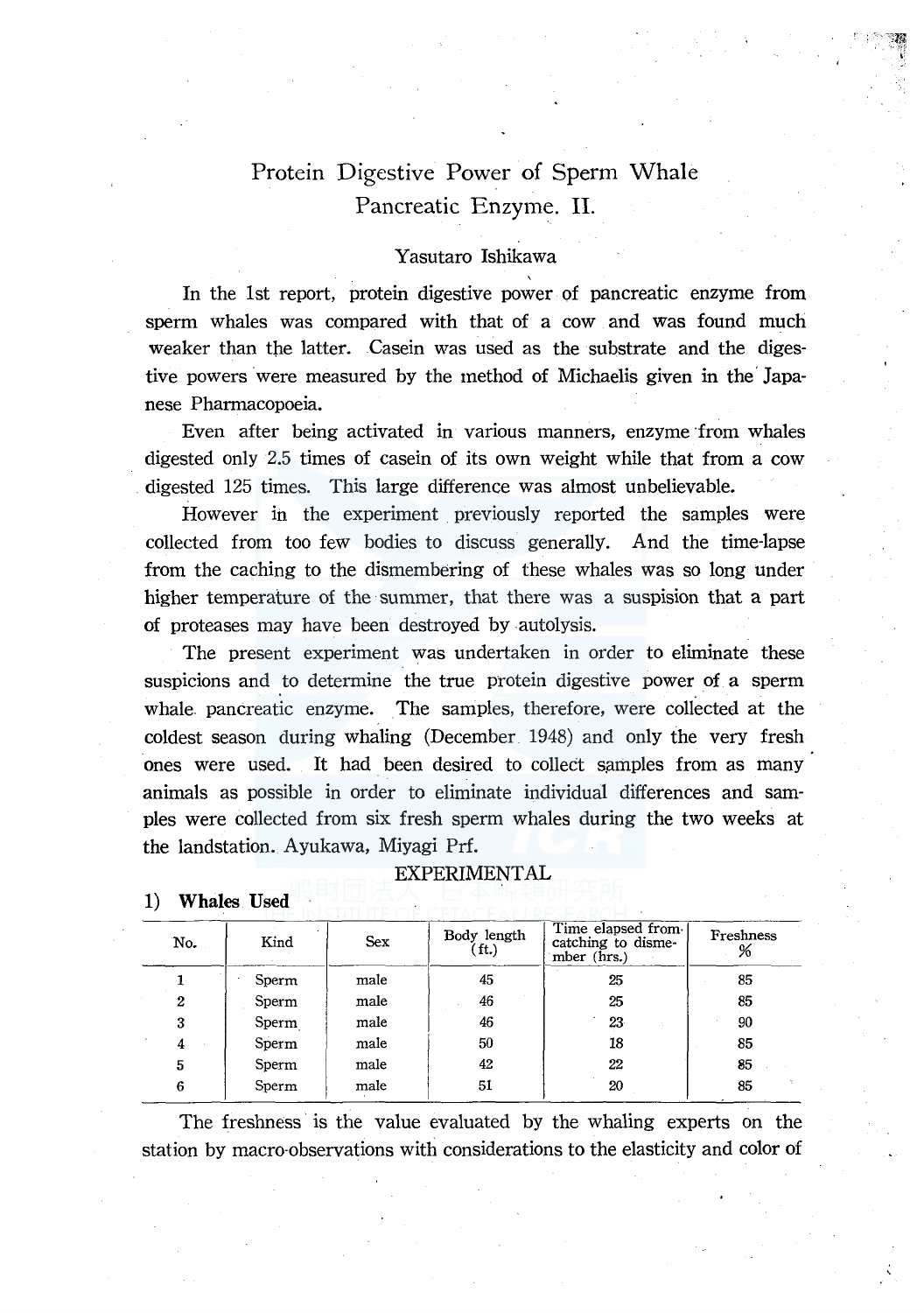# Protein Digestive Power of Sperm Whale Pancreatic Enzyme. II.

Yasutaro Ishikawa

In the 1st report, protein digestive power of pancreatic enzyme from sperm whales was compared with that of a cow and was found much weaker than the latter. Casein was used as the substrate and the digestive powers were measured by the method of Michaelis given in the Japanese Pharmacopoeia.

Even after being activated in various manners, enzyme from whales digested only 2.5 times of casein of its own weight while that from a cow digested 125 times. This large difference was almost unbelievable.

However in the experiment previously reported the samples were collected from too few bodies to discuss generally. And the time-lapse from the caching to the dismembering of these whales was so long under higher temperature of the summer, that there was a suspision that a part of proteases may have been destroyed by autolysis.

The present experiment was undertaken in order to eliminate these suspicions and to determine the true protein digestive power of a sperm whale pancreatic enzyme. The samples, therefore, were collected at the coldest season during whaling (December 1948) and only the very fresh ones were used. It had been desired to collect samples from as many animals as possible in order to eliminate individual differences and samples were collected from six fresh sperm whales during the two weeks at the landstation. Ayukawa, Miyagi Prf.

## EXPERIMENTAL

### 1) Whales Used

| No. | Kind | Sex | Body length (ft.) | Time elapsed from catching to dismember (hrs.) | Freshness % |
|---|---|---|---|---|---|
| 1 | Sperm | male | 45 | 25 | 85 |
| 2 | Sperm | male | 46 | 25 | 85 |
| 3 | Sperm | male | 46 | 23 | 90 |
| 4 | Sperm | male | 50 | 18 | 85 |
| 5 | Sperm | male | 42 | 22 | 85 |
| 6 | Sperm | male | 51 | 20 | 85 |

The freshness is the value evaluated by the whaling experts on the station by macro-observations with considerations to the elasticity and color of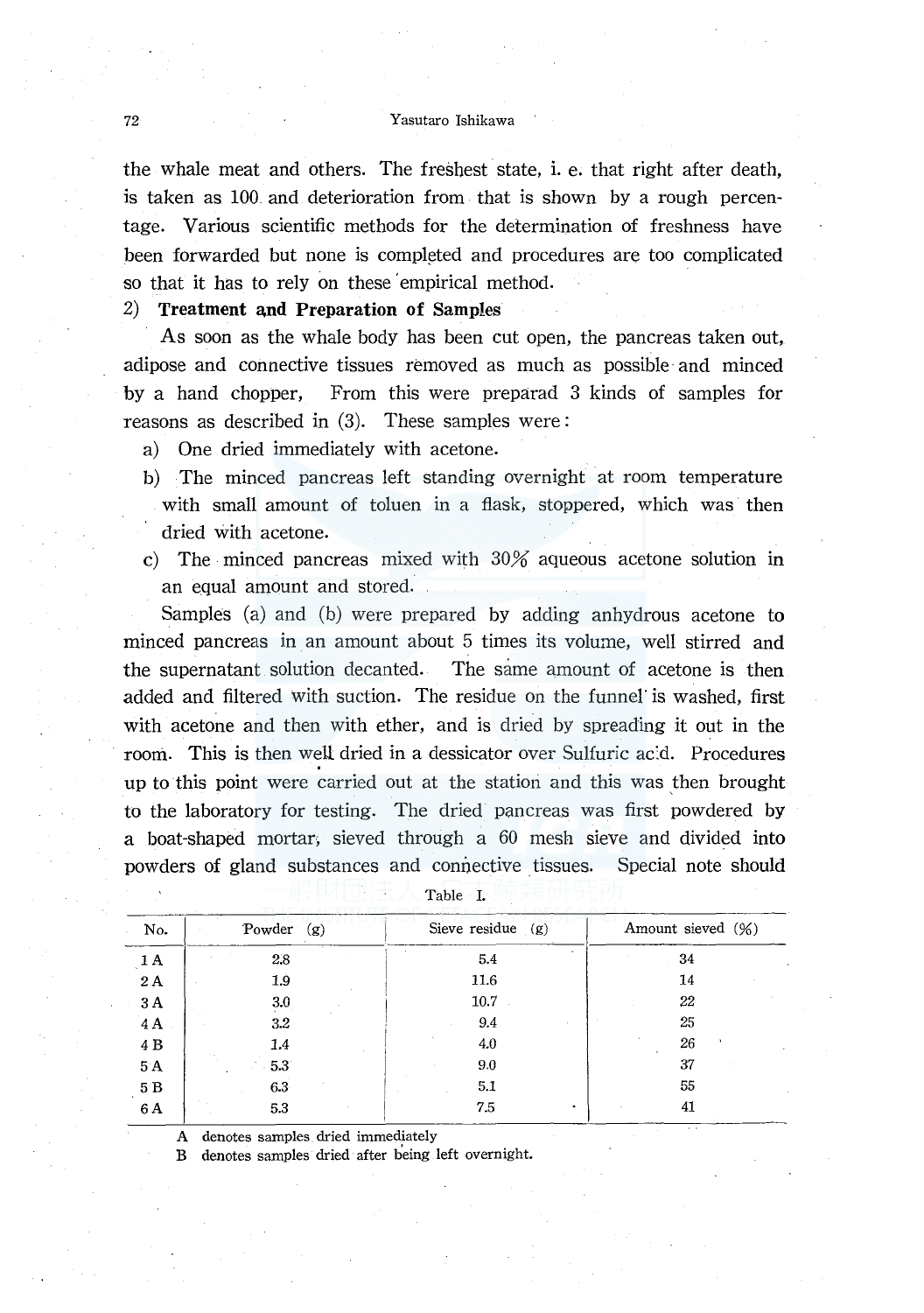the whale meat and others. The freshest state, i. e. that right after death, is taken as 100 and deterioration from that is shown by a rough percentage. Various scientific methods for the determination of freshness have been forwarded but none is completed and procedures are too complicated so that it has to rely on these empirical method.

2) **Treatment and Preparation of Samples**

As soon as the whale body has been cut open, the pancreas taken out, adipose and connective tissues removed as much as possible and minced by a hand chopper, From this were preparad 3 kinds of samples for reasons as described in (3). These samples were:

a) One dried immediately with acetone.
b) The minced pancreas left standing overnight at room temperature with small amount of toluen in a flask, stoppered, which was then dried with acetone.
c) The minced pancreas mixed with 30% aqueous acetone solution in an equal amount and stored.

Samples (a) and (b) were prepared by adding anhydrous acetone to minced pancreas in an amount about 5 times its volume, well stirred and the supernatant solution decanted. The same amount of acetone is then added and filtered with suction. The residue on the funnel is washed, first with acetone and then with ether, and is dried by spreading it out in the room. This is then well dried in a dessicator over Sulfuric acid. Procedures up to this point were carried out at the station and this was then brought to the laboratory for testing. The dried pancreas was first powdered by a boat-shaped mortar, sieved through a 60 mesh sieve and divided into powders of gland substances and connective tissues. Special note should

Table I.

| No. | Powder (g) | Sieve residue (g) | Amount sieved (%) |
|---|---|---|---|
| 1 A | 2.8 | 5.4 | 34 |
| 2 A | 1.9 | 11.6 | 14 |
| 3 A | 3.0 | 10.7 | 22 |
| 4 A | 3.2 | 9.4 | 25 |
| 4 B | 1.4 | 4.0 | 26 |
| 5 A | 5.3 | 9.0 | 37 |
| 5 B | 6.3 | 5.1 | 55 |
| 6 A | 5.3 | 7.5 | 41 |

A denotes samples dried immediately
B denotes samples dried after being left overnight.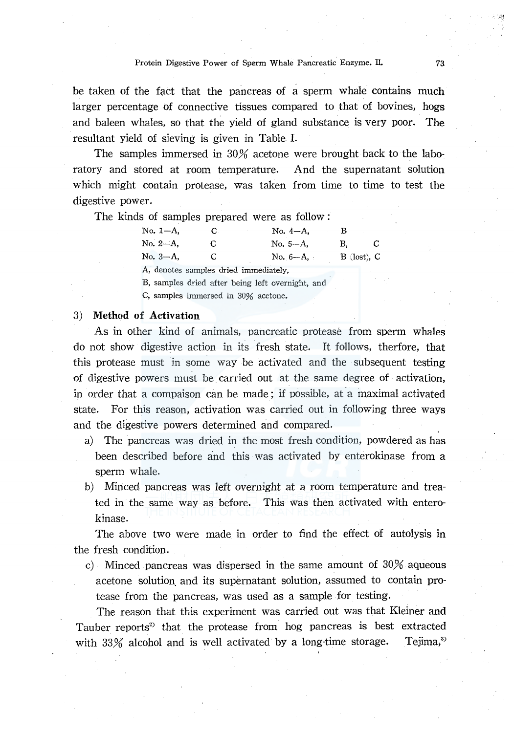be taken of the fact that the pancreas of a sperm whale contains much larger percentage of connective tissues compared to that of bovines, hogs and baleen whales, so that the yield of gland substance is very poor. The resultant yield of sieving is given in Table I.

The samples immersed in 30% acetone were brought back to the laboratory and stored at room temperature. And the supernatant solution which might contain protease, was taken from time to time to test the digestive power.

The kinds of samples prepared were as follow:

| | | | |
|---|---|---|---|
| No. 1—A, | C | No. 4—A, | B |
| No. 2—A, | C | No. 5—A, | B, C |
| No. 3—A, | C | No. 6—A, | B (lost), C |

A, denotes samples dried immediately,
B, samples dried after being left overnight, and
C, samples immersed in 30% acetone.

3) **Method of Activation**

As in other kind of animals, pancreatic protease from sperm whales do not show digestive action in its fresh state. It follows, therfore, that this protease must in some way be activated and the subsequent testing of digestive powers must be carried out at the same degree of activation, in order that a compaison can be made; if possible, at a maximal activated state. For this reason, activation was carried out in following three ways and the digestive powers determined and compared.

a) The pancreas was dried in the most fresh condition, powdered as has been described before and this was activated by enterokinase from a sperm whale.

b) Minced pancreas was left overnight at a room temperature and treated in the same way as before. This was then activated with enterokinase.

The above two were made in order to find the effect of autolysis in the fresh condition.

c) Minced pancreas was dispersed in the same amount of 30% aqueous acetone solution and its supernatant solution, assumed to contain protease from the pancreas, was used as a sample for testing.

The reason that this experiment was carried out was that Kleiner and Tauber reports[2] that the protease from hog pancreas is best extracted with 33% alcohol and is well activated by a long-time storage. Tejima,[3]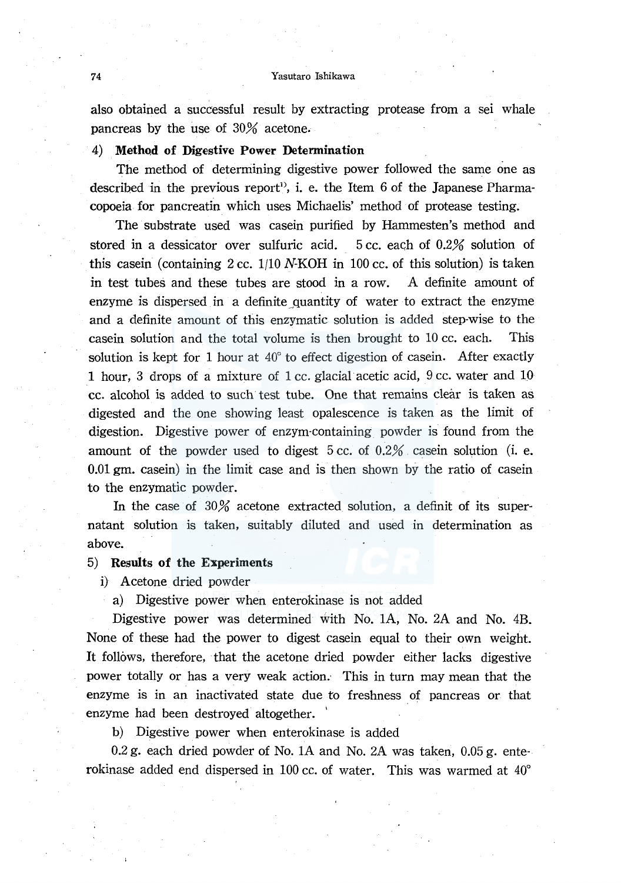also obtained a successful result by extracting protease from a sei whale pancreas by the use of 30% acetone.

4) **Method of Digestive Power Determination**

The method of determining digestive power followed the same one as described in the previous report[1], i. e. the Item 6 of the Japanese Pharmacopoeia for pancreatin which uses Michaelis' method of protease testing.

The substrate used was casein purified by Hammesten's method and stored in a dessicator over sulfuric acid. 5 cc. each of 0.2% solution of this casein (containing 2 cc. 1/10 *N*-KOH in 100 cc. of this solution) is taken in test tubes and these tubes are stood in a row. A definite amount of enzyme is dispersed in a definite quantity of water to extract the enzyme and a definite amount of this enzymatic solution is added step-wise to the casein solution and the total volume is then brought to 10 cc. each. This solution is kept for 1 hour at 40° to effect digestion of casein. After exactly 1 hour, 3 drops of a mixture of 1 cc. glacial acetic acid, 9 cc. water and 10 cc. alcohol is added to such test tube. One that remains clear is taken as digested and the one showing least opalescence is taken as the limit of digestion. Digestive power of enzym-containing powder is found from the amount of the powder used to digest 5 cc. of 0.2% casein solution (i. e. 0.01 gm. casein) in the limit case and is then shown by the ratio of casein to the enzymatic powder.

In the case of 30% acetone extracted solution, a definit of its supernatant solution is taken, suitably diluted and used in determination as above.

5) **Results of the Experiments**

i) Acetone dried powder

a) Digestive power when enterokinase is not added

Digestive power was determined with No. 1A, No. 2A and No. 4B. None of these had the power to digest casein equal to their own weight. It follows, therefore, that the acetone dried powder either lacks digestive power totally or has a very weak action. This in turn may mean that the enzyme is in an inactivated state due to freshness of pancreas or that enzyme had been destroyed altogether.

b) Digestive power when enterokinase is added

0.2 g. each dried powder of No. 1A and No. 2A was taken, 0.05 g. enterokinase added end dispersed in 100 cc. of water. This was warmed at 40°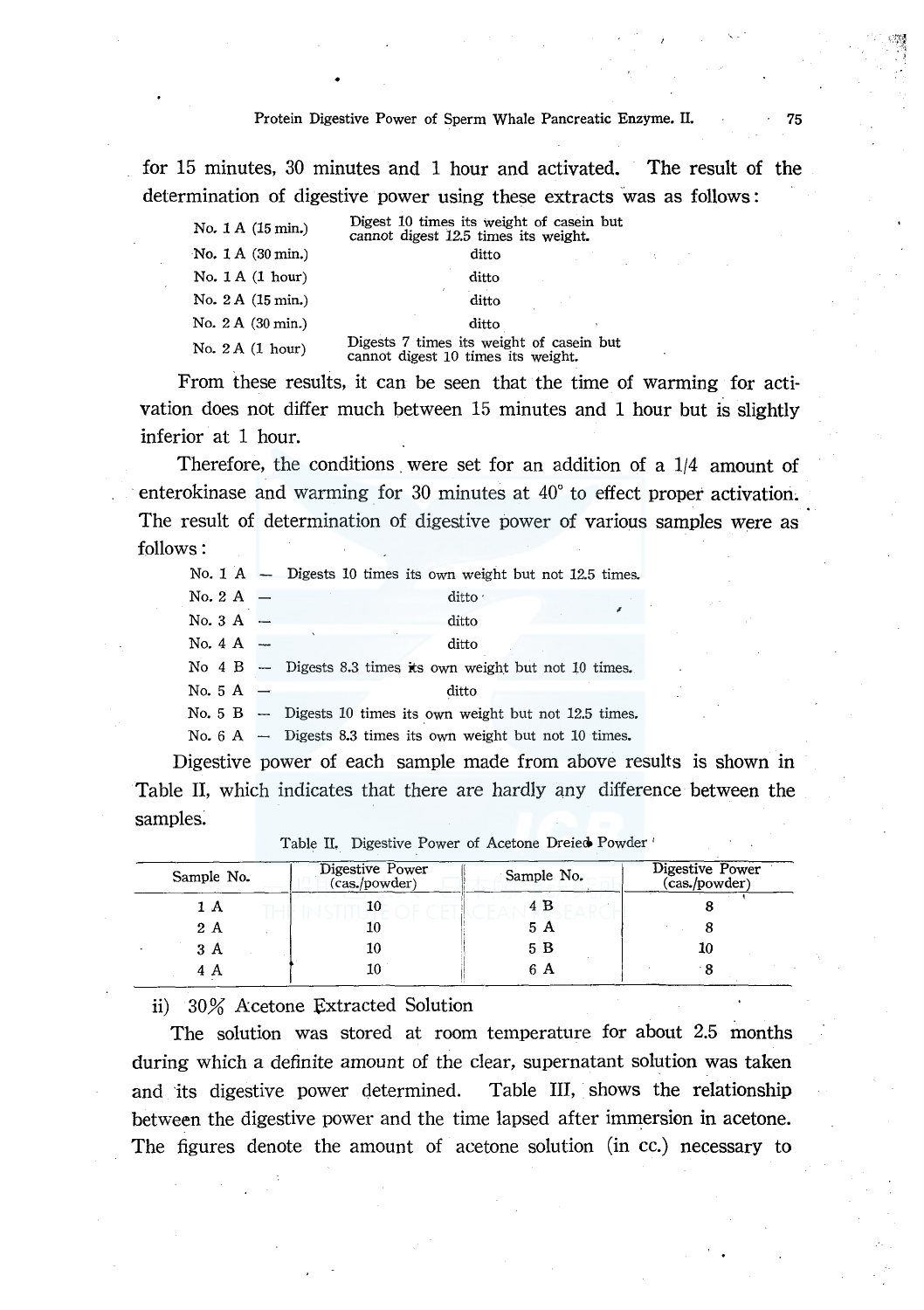for 15 minutes, 30 minutes and 1 hour and activated. The result of the determination of digestive power using these extracts was as follows:

| | |
|---|---|
| No. 1 A (15 min.) | Digest 10 times its weight of casein but cannot digest 12.5 times its weight. |
| No. 1 A (30 min.) | ditto |
| No. 1 A (1 hour) | ditto |
| No. 2 A (15 min.) | ditto |
| No. 2 A (30 min.) | ditto |
| No. 2 A (1 hour) | Digests 7 times its weight of casein but cannot digest 10 times its weight. |

From these results, it can be seen that the time of warming for activation does not differ much between 15 minutes and 1 hour but is slightly inferior at 1 hour.

Therefore, the conditions were set for an addition of a 1/4 amount of enterokinase and warming for 30 minutes at 40° to effect proper activation. The result of determination of digestive power of various samples were as follows:

| | |
|---|---|
| No. 1 A — | Digests 10 times its own weight but not 12.5 times. |
| No. 2 A — | ditto |
| No. 3 A — | ditto |
| No. 4 A — | ditto |
| No 4 B — | Digests 8.3 times its own weight but not 10 times. |
| No. 5 A — | ditto |
| No. 5 B — | Digests 10 times its own weight but not 12.5 times. |
| No. 6 A — | Digests 8.3 times its own weight but not 10 times. |

Digestive power of each sample made from above results is shown in Table II, which indicates that there are hardly any difference between the samples.

Table II. Digestive Power of Acetone Dreied Powder

| Sample No. | Digestive Power (cas./powder) | Sample No. | Digestive Power (cas./powder) |
|---|---|---|---|
| 1 A | 10 | 4 B | 8 |
| 2 A | 10 | 5 A | 8 |
| 3 A | 10 | 5 B | 10 |
| 4 A | 10 | 6 A | 8 |

ii) 30% Acetone Extracted Solution

The solution was stored at room temperature for about 2.5 months during which a definite amount of the clear, supernatant solution was taken and its digestive power determined. Table III, shows the relationship between the digestive power and the time lapsed after immersion in acetone. The figures denote the amount of acetone solution (in cc.) necessary to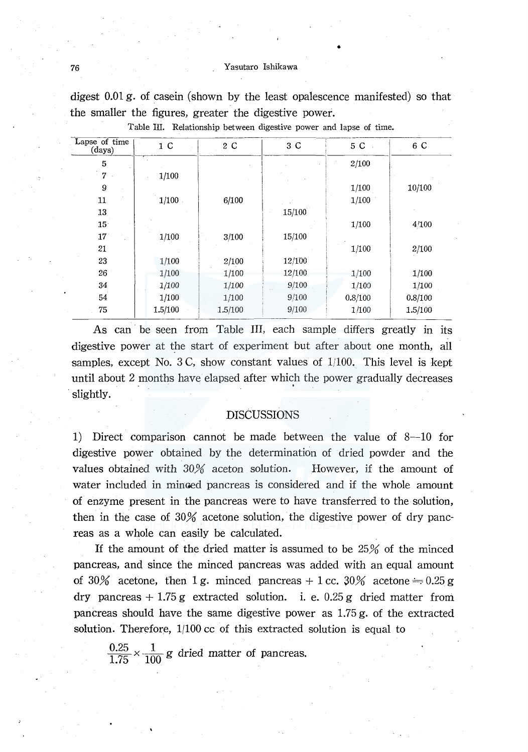digest 0.01 g. of casein (shown by the least opalescence manifested) so that the smaller the figures, greater the digestive power.

Table III. Relationship between digestive power and lapse of time.

| Lapse of time (days) | 1 C | 2 C | 3 C | 5 C | 6 C |
|---|---|---|---|---|---|
| 5 | | | | 2/100 | |
| 7 | 1/100 | | | | |
| 9 | | | | 1/100 | 10/100 |
| 11 | 1/100 | 6/100 | | 1/100 | |
| 13 | | | 15/100 | | |
| 15 | | | | 1/100 | 4/100 |
| 17 | 1/100 | 3/100 | 15/100 | | |
| 21 | | | | 1/100 | 2/100 |
| 23 | 1/100 | 2/100 | 12/100 | | |
| 26 | 1/100 | 1/100 | 12/100 | 1/100 | 1/100 |
| 34 | 1/100 | 1/100 | 9/100 | 1/100 | 1/100 |
| 54 | 1/100 | 1/100 | 9/100 | 0.8/100 | 0.8/100 |
| 75 | 1.5/100 | 1.5/100 | 9/100 | 1/100 | 1.5/100 |

As can be seen from Table III, each sample differs greatly in its digestive power at the start of experiment but after about one month, all samples, except No. 3 C, show constant values of 1/100. This level is kept until about 2 months have elapsed after which the power gradually decreases slightly.

## DISCUSSIONS

1) Direct comparison cannot be made between the value of 8—10 for digestive power obtained by the determination of dried powder and the values obtained with 30% aceton solution. However, if the amount of water included in minced pancreas is considered and if the whole amount of enzyme present in the pancreas were to have transferred to the solution, then in the case of 30% acetone solution, the digestive power of dry pancreas as a whole can easily be calculated.

If the amount of the dried matter is assumed to be 25% of the minced pancreas, and since the minced pancreas was added with an equal amount of 30% acetone, then 1 g. minced pancreas + 1 cc. 30% acetone $\fallingdotseq$ 0.25 g dry pancreas + 1.75 g extracted solution. i. e. 0.25 g dried matter from pancreas should have the same digestive power as 1.75 g. of the extracted solution. Therefore, 1/100 cc of this extracted solution is equal to

$$\frac{0.25}{1.75} \times \frac{1}{100} \text{ g dried matter of pancreas.}$$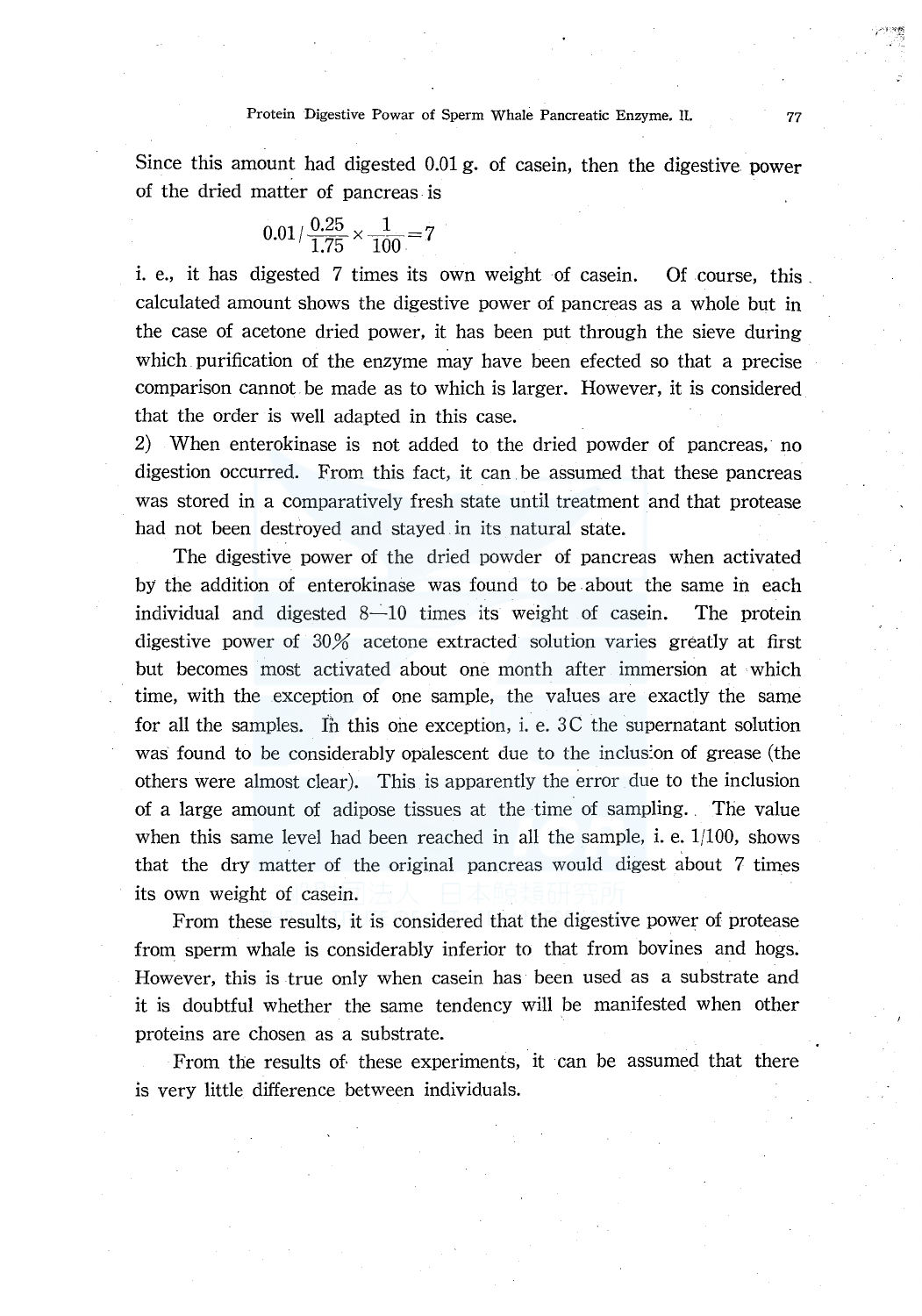Since this amount had digested 0.01 g. of casein, then the digestive power of the dried matter of pancreas is

$$0.01 / \frac{0.25}{1.75} \times \frac{1}{100} = 7$$

i. e., it has digested 7 times its own weight of casein. Of course, this calculated amount shows the digestive power of pancreas as a whole but in the case of acetone dried power, it has been put through the sieve during which purification of the enzyme may have been efected so that a precise comparison cannot be made as to which is larger. However, it is considered that the order is well adapted in this case.

2) When enterokinase is not added to the dried powder of pancreas, no digestion occurred. From this fact, it can be assumed that these pancreas was stored in a comparatively fresh state until treatment and that protease had not been destroyed and stayed in its natural state.

The digestive power of the dried powder of pancreas when activated by the addition of enterokinase was found to be about the same in each individual and digested 8—10 times its weight of casein. The protein digestive power of 30% acetone extracted solution varies greatly at first but becomes most activated about one month after immersion at which time, with the exception of one sample, the values are exactly the same for all the samples. In this one exception, i. e. 3C the supernatant solution was found to be considerably opalescent due to the inclusion of grease (the others were almost clear). This is apparently the error due to the inclusion of a large amount of adipose tissues at the time of sampling. The value when this same level had been reached in all the sample, i. e. 1/100, shows that the dry matter of the original pancreas would digest about 7 times its own weight of casein.

From these results, it is considered that the digestive power of protease from sperm whale is considerably inferior to that from bovines and hogs. However, this is true only when casein has been used as a substrate and it is doubtful whether the same tendency will be manifested when other proteins are chosen as a substrate.

From the results of these experiments, it can be assumed that there is very little difference between individuals.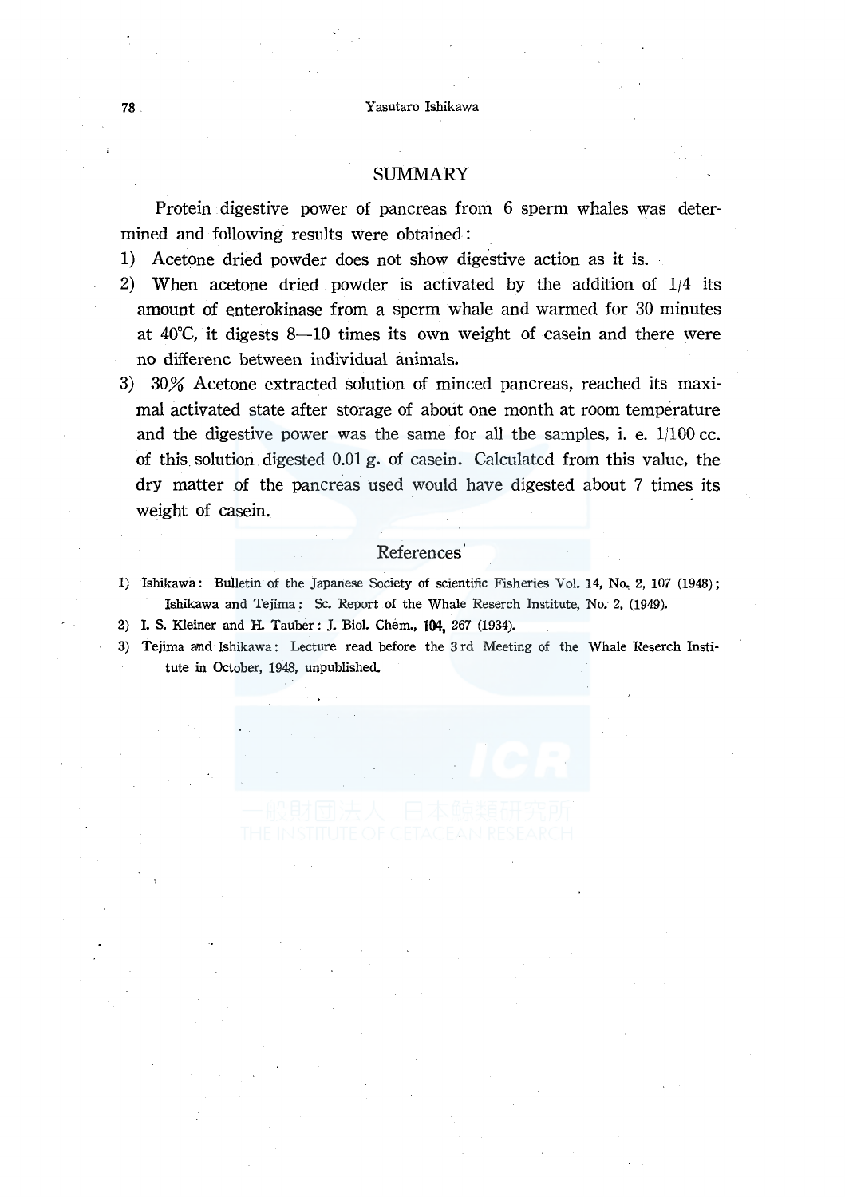## SUMMARY

Protein digestive power of pancreas from 6 sperm whales was determined and following results were obtained:

1) Acetone dried powder does not show digestive action as it is.
2) When acetone dried powder is activated by the addition of 1/4 its amount of enterokinase from a sperm whale and warmed for 30 minutes at 40°C, it digests 8—10 times its own weight of casein and there were no differenc between individual animals.
3) 30% Acetone extracted solution of minced pancreas, reached its maximal activated state after storage of about one month at room temperature and the digestive power was the same for all the samples, i. e. 1/100 cc. of this solution digested 0.01 g. of casein. Calculated from this value, the dry matter of the pancreas used would have digested about 7 times its weight of casein.

## References

1) Ishikawa: Bulletin of the Japanese Society of scientific Fisheries Vol. 14, No. 2, 107 (1948); Ishikawa and Tejima: Sc. Report of the Whale Reserch Institute, No. 2, (1949).
2) I. S. Kleiner and H. Tauber: J. Biol. Chem., **104**, 267 (1934).
3) Tejima and Ishikawa: Lecture read before the 3rd Meeting of the Whale Reserch Institute in October, 1948, unpublished.